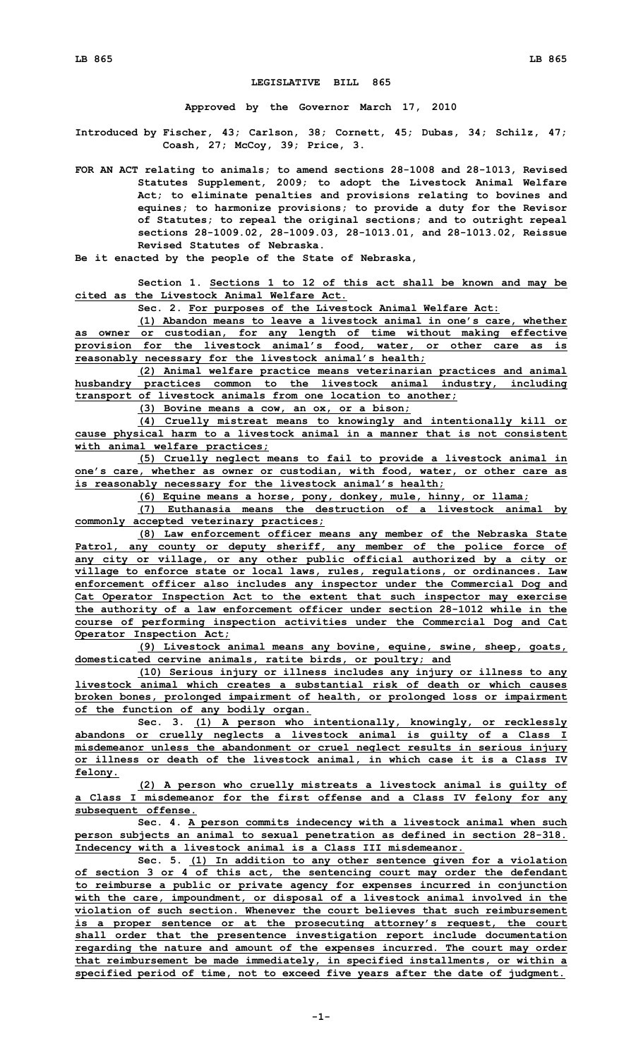# LEGISLATIVE BILL 865

**Approved by the Governor March 17, 2010**

**Introduced by Fischer, 43; Carlson, 38; Cornett, 45; Dubas, 34; Schilz, 47; Coash, 27; McCoy, 39; Price, 3.**

**FOR AN ACT relating to animals; to amend sections 28-1008 and 28-1013, Revised Statutes Supplement, 2009; to adopt the Livestock Animal Welfare Act; to eliminate penalties and provisions relating to bovines and equines; to harmonize provisions; to provide a duty for the Revisor of Statutes; to repeal the original sections; and to outright repeal sections 28-1009.02, 28-1009.03, 28-1013.01, and 28-1013.02, Reissue Revised Statutes of Nebraska.**

**Be it enacted by the people of the State of Nebraska,**

**Section 1.** Sections 1 to 12 of this act shall be known and may be cited as the Livestock Animal Welfare Act.

**Sec. 2.** For purposes of the Livestock Animal Welfare Act:

(1) Abandon means to leave a livestock animal in one's care, whether as owner or custodian, for any length of time without making effective provision for the livestock animal's food, water, or other care as is reasonably necessary for the livestock animal's health;

(2) Animal welfare practice means veterinarian practices and animal husbandry practices common to the livestock animal industry, including transport of livestock animals from one location to another;

(3) Bovine means a cow, an ox, or a bison;

(4) Cruelly mistreat means to knowingly and intentionally kill or cause physical harm to a livestock animal in a manner that is not consistent with animal welfare practices;

(5) Cruelly neglect means to fail to provide a livestock animal in one's care, whether as owner or custodian, with food, water, or other care as is reasonably necessary for the livestock animal's health;

(6) Equine means a horse, pony, donkey, mule, hinny, or llama;

(7) Euthanasia means the destruction of a livestock animal by commonly accepted veterinary practices;

(8) Law enforcement officer means any member of the Nebraska State Patrol, any county or deputy sheriff, any member of the police force of any city or village, or any other public official authorized by a city or village to enforce state or local laws, rules, regulations, or ordinances. Law enforcement officer also includes any inspector under the Commercial Dog and Cat Operator Inspection Act to the extent that such inspector may exercise the authority of a law enforcement officer under section 28-1012 while in the course of performing inspection activities under the Commercial Dog and Cat Operator Inspection Act;

(9) Livestock animal means any bovine, equine, swine, sheep, goats, domesticated cervine animals, ratite birds, or poultry; and

(10) Serious injury or illness includes any injury or illness to any livestock animal which creates a substantial risk of death or which causes broken bones, prolonged impairment of health, or prolonged loss or impairment of the function of any bodily organ.

**Sec. 3.** (1) A person who intentionally, knowingly, or recklessly abandons or cruelly neglects a livestock animal is guilty of a Class I misdemeanor unless the abandonment or cruel neglect results in serious injury or illness or death of the livestock animal, in which case it is a Class IV felony.

(2) A person who cruelly mistreats a livestock animal is guilty of a Class I misdemeanor for the first offense and a Class IV felony for any subsequent offense.

**Sec. 4.** A person commits indecency with a livestock animal when such person subjects an animal to sexual penetration as defined in section 28-318. Indecency with a livestock animal is a Class III misdemeanor.

**Sec. 5.** (1) In addition to any other sentence given for a violation of section 3 or 4 of this act, the sentencing court may order the defendant to reimburse a public or private agency for expenses incurred in conjunction with the care, impoundment, or disposal of a livestock animal involved in the violation of such section. Whenever the court believes that such reimbursement is a proper sentence or at the prosecuting attorney's request, the court shall order that the presentence investigation report include documentation regarding the nature and amount of the expenses incurred. The court may order that reimbursement be made immediately, in specified installments, or within a specified period of time, not to exceed five years after the date of judgment.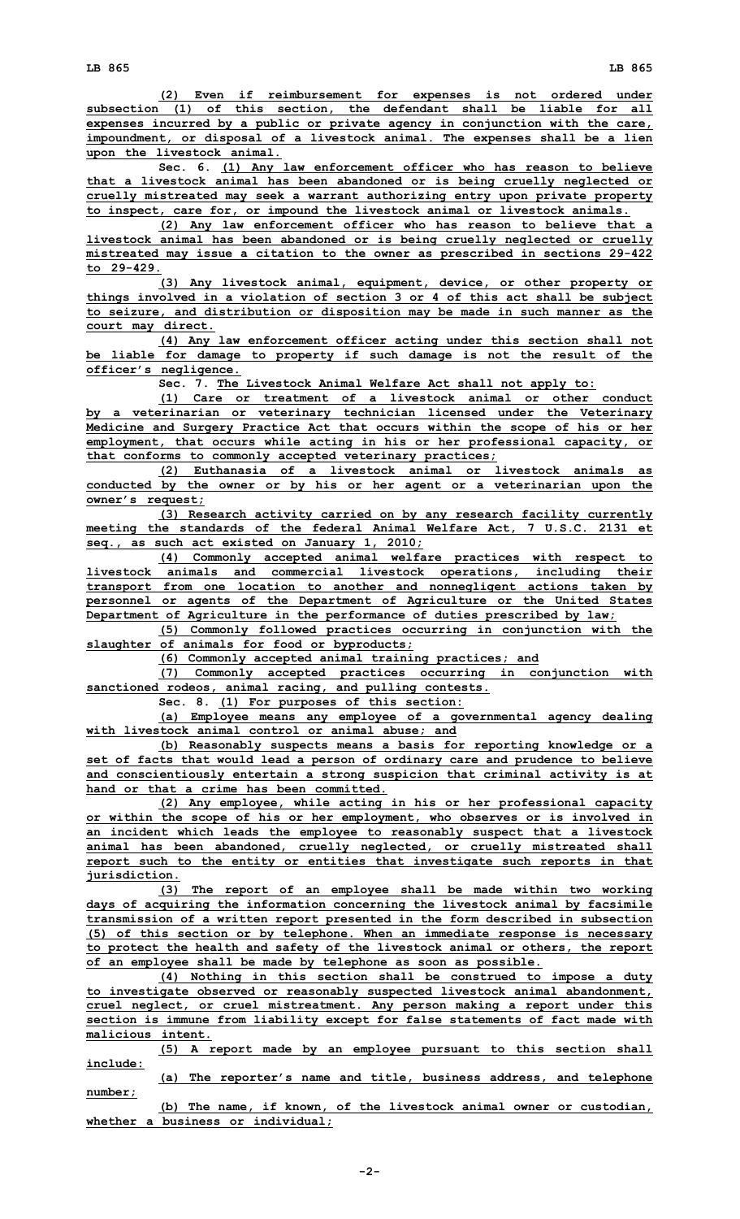(2) Even if reimbursement for expenses is not ordered under subsection (1) of this section, the defendant shall be liable for all expenses incurred by a public or private agency in conjunction with the care, impoundment, or disposal of a livestock animal. The expenses shall be a lien upon the livestock animal.

Sec. 6. (1) Any law enforcement officer who has reason to believe that a livestock animal has been abandoned or is being cruelly neglected or cruelly mistreated may seek a warrant authorizing entry upon private property to inspect, care for, or impound the livestock animal or livestock animals.

(2) Any law enforcement officer who has reason to believe that a livestock animal has been abandoned or is being cruelly neglected or cruelly mistreated may issue a citation to the owner as prescribed in sections 29-422 to 29-429.

(3) Any livestock animal, equipment, device, or other property or things involved in a violation of section 3 or 4 of this act shall be subject to seizure, and distribution or disposition may be made in such manner as the court may direct.

(4) Any law enforcement officer acting under this section shall not be liable for damage to property if such damage is not the result of the officer's negligence.

Sec. 7. The Livestock Animal Welfare Act shall not apply to:

(1) Care or treatment of a livestock animal or other conduct by a veterinarian or veterinary technician licensed under the Veterinary Medicine and Surgery Practice Act that occurs within the scope of his or her employment, that occurs while acting in his or her professional capacity, or that conforms to commonly accepted veterinary practices;

(2) Euthanasia of a livestock animal or livestock animals as conducted by the owner or by his or her agent or a veterinarian upon the owner's request;

(3) Research activity carried on by any research facility currently meeting the standards of the federal Animal Welfare Act, 7 U.S.C. 2131 et seq., as such act existed on January 1, 2010;

(4) Commonly accepted animal welfare practices with respect to livestock animals and commercial livestock operations, including their transport from one location to another and nonnegligent actions taken by personnel or agents of the Department of Agriculture or the United States Department of Agriculture in the performance of duties prescribed by law;

(5) Commonly followed practices occurring in conjunction with the slaughter of animals for food or byproducts;

(6) Commonly accepted animal training practices; and

(7) Commonly accepted practices occurring in conjunction with sanctioned rodeos, animal racing, and pulling contests.

Sec. 8. (1) For purposes of this section:

(a) Employee means any employee of a governmental agency dealing with livestock animal control or animal abuse; and

(b) Reasonably suspects means a basis for reporting knowledge or a set of facts that would lead a person of ordinary care and prudence to believe and conscientiously entertain a strong suspicion that criminal activity is at hand or that a crime has been committed.

(2) Any employee, while acting in his or her professional capacity or within the scope of his or her employment, who observes or is involved in an incident which leads the employee to reasonably suspect that a livestock animal has been abandoned, cruelly neglected, or cruelly mistreated shall report such to the entity or entities that investigate such reports in that jurisdiction.

(3) The report of an employee shall be made within two working days of acquiring the information concerning the livestock animal by facsimile transmission of a written report presented in the form described in subsection (5) of this section or by telephone. When an immediate response is necessary to protect the health and safety of the livestock animal or others, the report of an employee shall be made by telephone as soon as possible.

(4) Nothing in this section shall be construed to impose a duty to investigate observed or reasonably suspected livestock animal abandonment, cruel neglect, or cruel mistreatment. Any person making a report under this section is immune from liability except for false statements of fact made with malicious intent.

(5) A report made by an employee pursuant to this section shall include:

(a) The reporter's name and title, business address, and telephone number;

(b) The name, if known, of the livestock animal owner or custodian, whether a business or individual;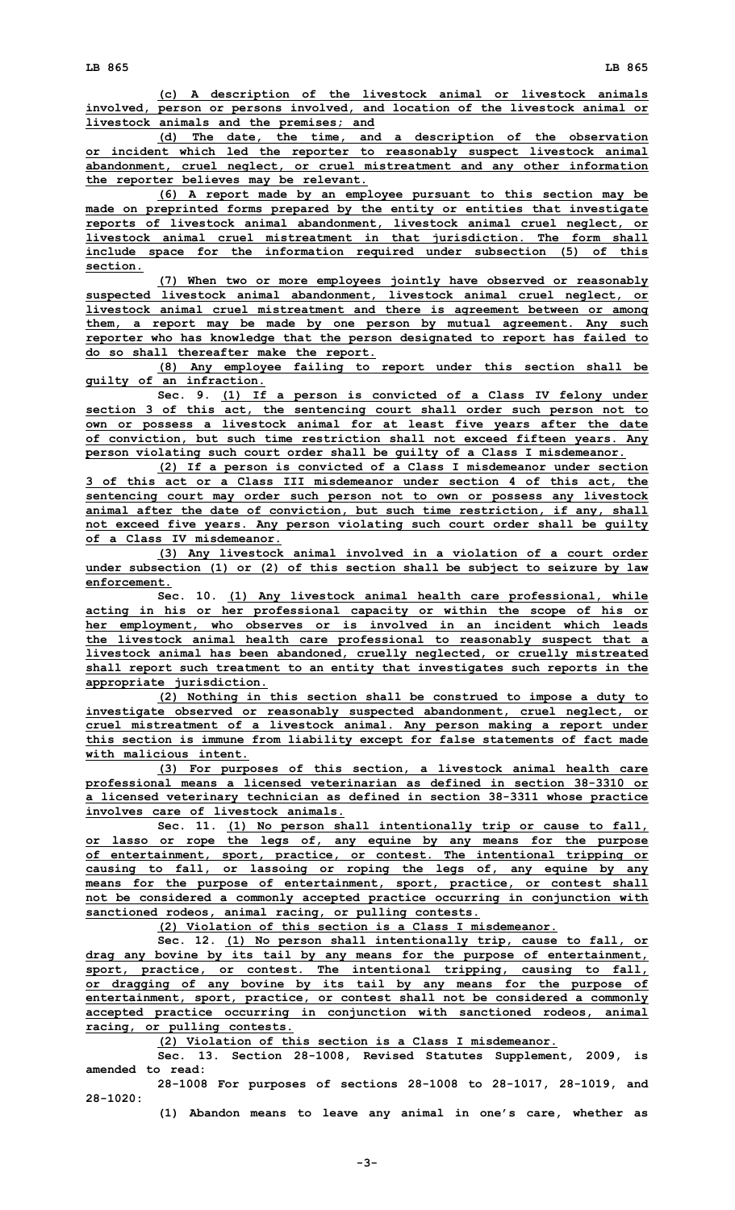(c) A description of the livestock animal or livestock animals involved, person or persons involved, and location of the livestock animal or livestock animals and the premises; and

(d) The date, the time, and a description of the observation or incident which led the reporter to reasonably suspect livestock animal abandonment, cruel neglect, or cruel mistreatment and any other information the reporter believes may be relevant.

(6) A report made by an employee pursuant to this section may be made on preprinted forms prepared by the entity or entities that investigate reports of livestock animal abandonment, livestock animal cruel neglect, or livestock animal cruel mistreatment in that jurisdiction. The form shall include space for the information required under subsection (5) of this section.

(7) When two or more employees jointly have observed or reasonably suspected livestock animal abandonment, livestock animal cruel neglect, or livestock animal cruel mistreatment and there is agreement between or among them, a report may be made by one person by mutual agreement. Any such reporter who has knowledge that the person designated to report has failed to do so shall thereafter make the report.

(8) Any employee failing to report under this section shall be guilty of an infraction.

Sec. 9. (1) If a person is convicted of a Class IV felony under section 3 of this act, the sentencing court shall order such person not to own or possess a livestock animal for at least five years after the date of conviction, but such time restriction shall not exceed fifteen years. Any person violating such court order shall be guilty of a Class I misdemeanor.

(2) If a person is convicted of a Class I misdemeanor under section 3 of this act or a Class III misdemeanor under section 4 of this act, the sentencing court may order such person not to own or possess any livestock animal after the date of conviction, but such time restriction, if any, shall not exceed five years. Any person violating such court order shall be guilty of a Class IV misdemeanor.

(3) Any livestock animal involved in a violation of a court order under subsection (1) or (2) of this section shall be subject to seizure by law enforcement.

Sec. 10. (1) Any livestock animal health care professional, while acting in his or her professional capacity or within the scope of his or her employment, who observes or is involved in an incident which leads the livestock animal health care professional to reasonably suspect that a livestock animal has been abandoned, cruelly neglected, or cruelly mistreated shall report such treatment to an entity that investigates such reports in the appropriate jurisdiction.

(2) Nothing in this section shall be construed to impose a duty to investigate observed or reasonably suspected abandonment, cruel neglect, or cruel mistreatment of a livestock animal. Any person making a report under this section is immune from liability except for false statements of fact made with malicious intent.

(3) For purposes of this section, a livestock animal health care professional means a licensed veterinarian as defined in section 38-3310 or a licensed veterinary technician as defined in section 38-3311 whose practice involves care of livestock animals.

Sec. 11. (1) No person shall intentionally trip or cause to fall, or lasso or rope the legs of, any equine by any means for the purpose of entertainment, sport, practice, or contest. The intentional tripping or causing to fall, or lassoing or roping the legs of, any equine by any means for the purpose of entertainment, sport, practice, or contest shall not be considered a commonly accepted practice occurring in conjunction with sanctioned rodeos, animal racing, or pulling contests.

(2) Violation of this section is a Class I misdemeanor.

Sec. 12. (1) No person shall intentionally trip, cause to fall, or drag any bovine by its tail by any means for the purpose of entertainment, sport, practice, or contest. The intentional tripping, causing to fall, or dragging of any bovine by its tail by any means for the purpose of entertainment, sport, practice, or contest shall not be considered a commonly accepted practice occurring in conjunction with sanctioned rodeos, animal racing, or pulling contests.

(2) Violation of this section is a Class I misdemeanor.

Sec. 13. Section 28-1008, Revised Statutes Supplement, 2009, is amended to read:

28-1008 For purposes of sections 28-1008 to 28-1017, 28-1019, and 28-1020:

(1) Abandon means to leave any animal in one's care, whether as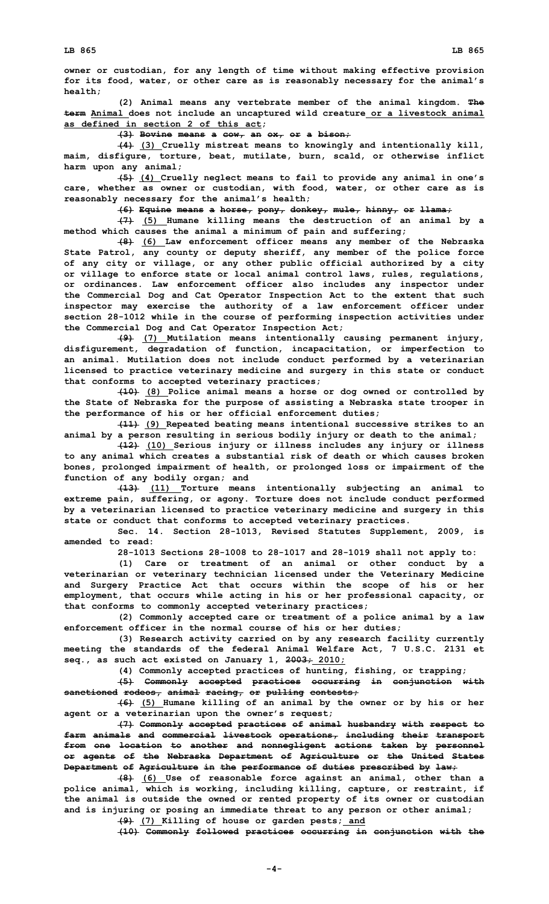owner or custodian, for any length of time without making effective provision for its food, water, or other care as is reasonably necessary for the animal's health;

(2) Animal means any vertebrate member of the animal kingdom. ~~The term~~ Animal does not include an uncaptured wild creature or a livestock animal as defined in section 2 of this act;

~~(3) Bovine means a cow, an ox, or a bison;~~

~~(4)~~ (3) Cruelly mistreat means to knowingly and intentionally kill, maim, disfigure, torture, beat, mutilate, burn, scald, or otherwise inflict harm upon any animal;

~~(5)~~ (4) Cruelly neglect means to fail to provide any animal in one's care, whether as owner or custodian, with food, water, or other care as is reasonably necessary for the animal's health;

~~(6) Equine means a horse, pony, donkey, mule, hinny, or llama;~~

~~(7)~~ (5) Humane killing means the destruction of an animal by a method which causes the animal a minimum of pain and suffering;

~~(8)~~ (6) Law enforcement officer means any member of the Nebraska State Patrol, any county or deputy sheriff, any member of the police force of any city or village, or any other public official authorized by a city or village to enforce state or local animal control laws, rules, regulations, or ordinances. Law enforcement officer also includes any inspector under the Commercial Dog and Cat Operator Inspection Act to the extent that such inspector may exercise the authority of a law enforcement officer under section 28-1012 while in the course of performing inspection activities under the Commercial Dog and Cat Operator Inspection Act;

~~(9)~~ (7) Mutilation means intentionally causing permanent injury, disfigurement, degradation of function, incapacitation, or imperfection to an animal. Mutilation does not include conduct performed by a veterinarian licensed to practice veterinary medicine and surgery in this state or conduct that conforms to accepted veterinary practices;

~~(10)~~ (8) Police animal means a horse or dog owned or controlled by the State of Nebraska for the purpose of assisting a Nebraska state trooper in the performance of his or her official enforcement duties;

~~(11)~~ (9) Repeated beating means intentional successive strikes to an animal by a person resulting in serious bodily injury or death to the animal;

~~(12)~~ (10) Serious injury or illness includes any injury or illness to any animal which creates a substantial risk of death or which causes broken bones, prolonged impairment of health, or prolonged loss or impairment of the function of any bodily organ; and

~~(13)~~ (11) Torture means intentionally subjecting an animal to extreme pain, suffering, or agony. Torture does not include conduct performed by a veterinarian licensed to practice veterinary medicine and surgery in this state or conduct that conforms to accepted veterinary practices.

Sec. 14. Section 28-1013, Revised Statutes Supplement, 2009, is amended to read:

28-1013 Sections 28-1008 to 28-1017 and 28-1019 shall not apply to:

(1) Care or treatment of an animal or other conduct by a veterinarian or veterinary technician licensed under the Veterinary Medicine and Surgery Practice Act that occurs within the scope of his or her employment, that occurs while acting in his or her professional capacity, or that conforms to commonly accepted veterinary practices;

(2) Commonly accepted care or treatment of a police animal by a law enforcement officer in the normal course of his or her duties;

(3) Research activity carried on by any research facility currently meeting the standards of the federal Animal Welfare Act, 7 U.S.C. 2131 et seq., as such act existed on January 1, ~~2003;~~ 2010;

(4) Commonly accepted practices of hunting, fishing, or trapping;

~~(5) Commonly accepted practices occurring in conjunction with sanctioned rodeos, animal racing, or pulling contests;~~

~~(6)~~ (5) Humane killing of an animal by the owner or by his or her agent or a veterinarian upon the owner's request;

~~(7) Commonly accepted practices of animal husbandry with respect to farm animals and commercial livestock operations, including their transport from one location to another and nonnegligent actions taken by personnel or agents of the Nebraska Department of Agriculture or the United States Department of Agriculture in the performance of duties prescribed by law;~~

~~(8)~~ (6) Use of reasonable force against an animal, other than a police animal, which is working, including killing, capture, or restraint, if the animal is outside the owned or rented property of its owner or custodian and is injuring or posing an immediate threat to any person or other animal;

~~(9)~~ (7) Killing of house or garden pests; and

~~(10) Commonly followed practices occurring in conjunction with the~~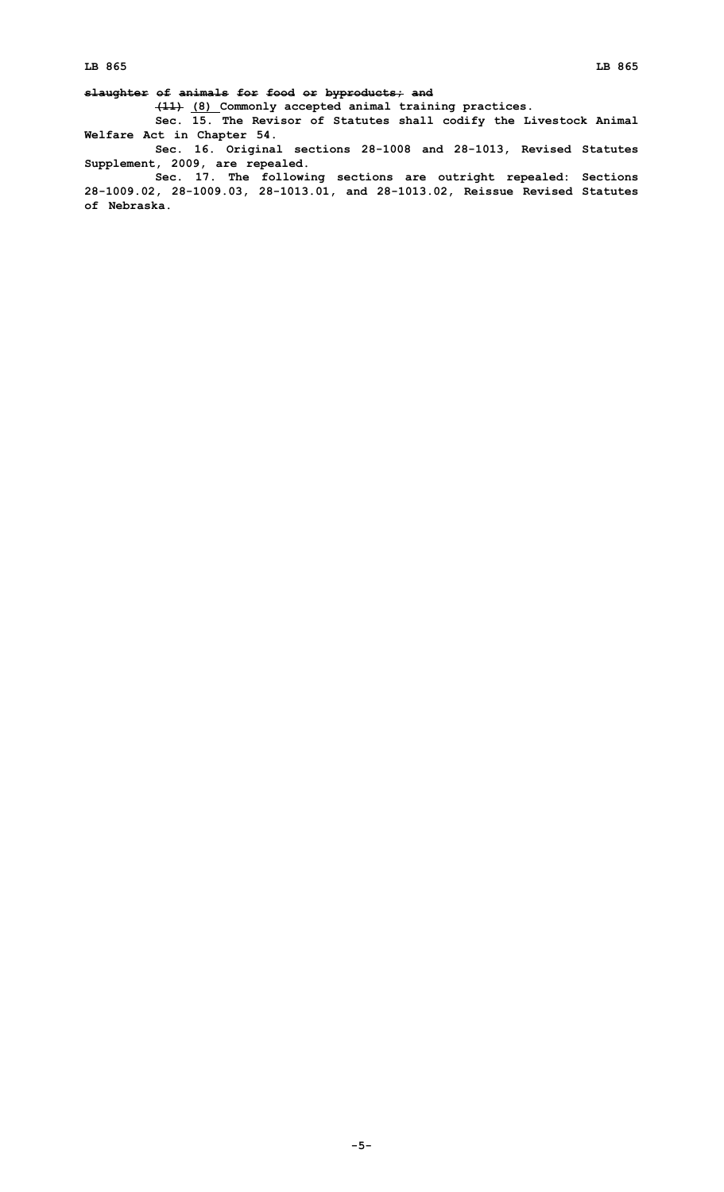~~slaughter of animals for food or byproducts; and~~

~~(11)~~ (8) Commonly accepted animal training practices.

Sec. 15. The Revisor of Statutes shall codify the Livestock Animal Welfare Act in Chapter 54.

Sec. 16. Original sections 28-1008 and 28-1013, Revised Statutes Supplement, 2009, are repealed.

Sec. 17. The following sections are outright repealed: Sections 28-1009.02, 28-1009.03, 28-1013.01, and 28-1013.02, Reissue Revised Statutes of Nebraska.